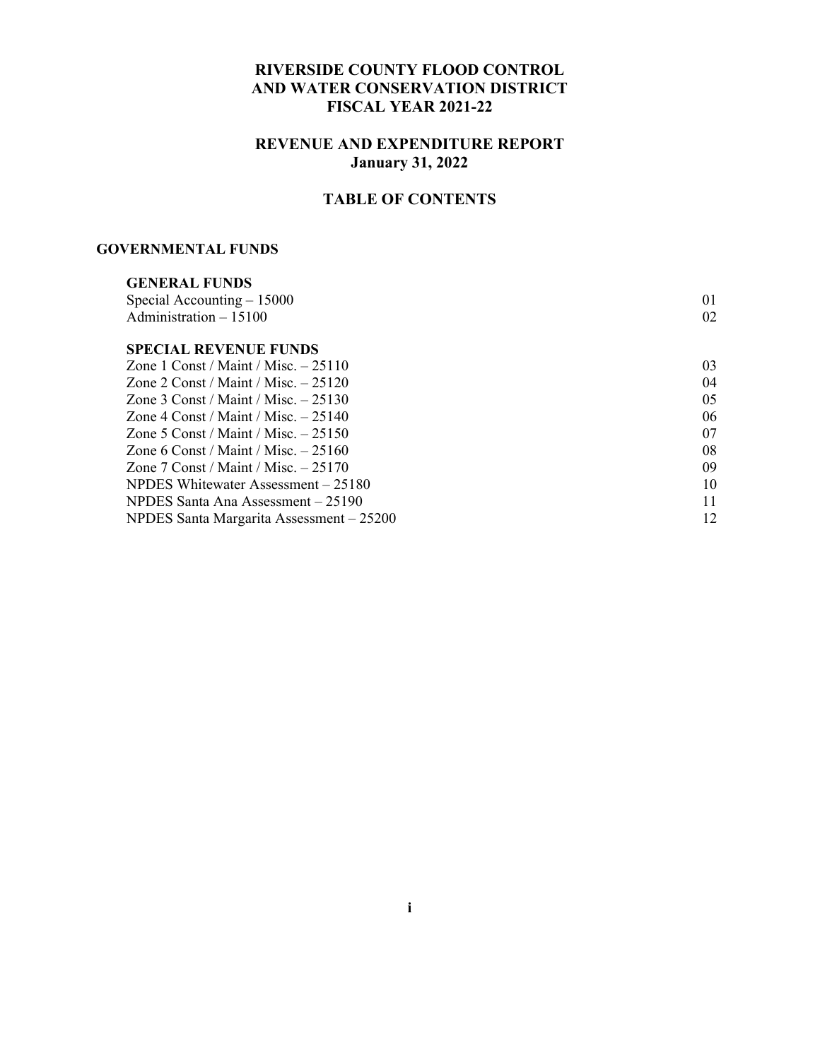# RIVERSIDE COUNTY FLOOD CONTROL AND WATER CONSERVATION DISTRICT FISCAL YEAR 2021-22

## REVENUE AND EXPENDITURE REPORT
## January 31, 2022

## TABLE OF CONTENTS

### GOVERNMENTAL FUNDS

#### GENERAL FUNDS

| | |
|---|---|
| Special Accounting – 15000 | 01 |
| Administration – 15100 | 02 |

#### SPECIAL REVENUE FUNDS

| | |
|---|---|
| Zone 1 Const / Maint / Misc. – 25110 | 03 |
| Zone 2 Const / Maint / Misc. – 25120 | 04 |
| Zone 3 Const / Maint / Misc. – 25130 | 05 |
| Zone 4 Const / Maint / Misc. – 25140 | 06 |
| Zone 5 Const / Maint / Misc. – 25150 | 07 |
| Zone 6 Const / Maint / Misc. – 25160 | 08 |
| Zone 7 Const / Maint / Misc. – 25170 | 09 |
| NPDES Whitewater Assessment – 25180 | 10 |
| NPDES Santa Ana Assessment – 25190 | 11 |
| NPDES Santa Margarita Assessment – 25200 | 12 |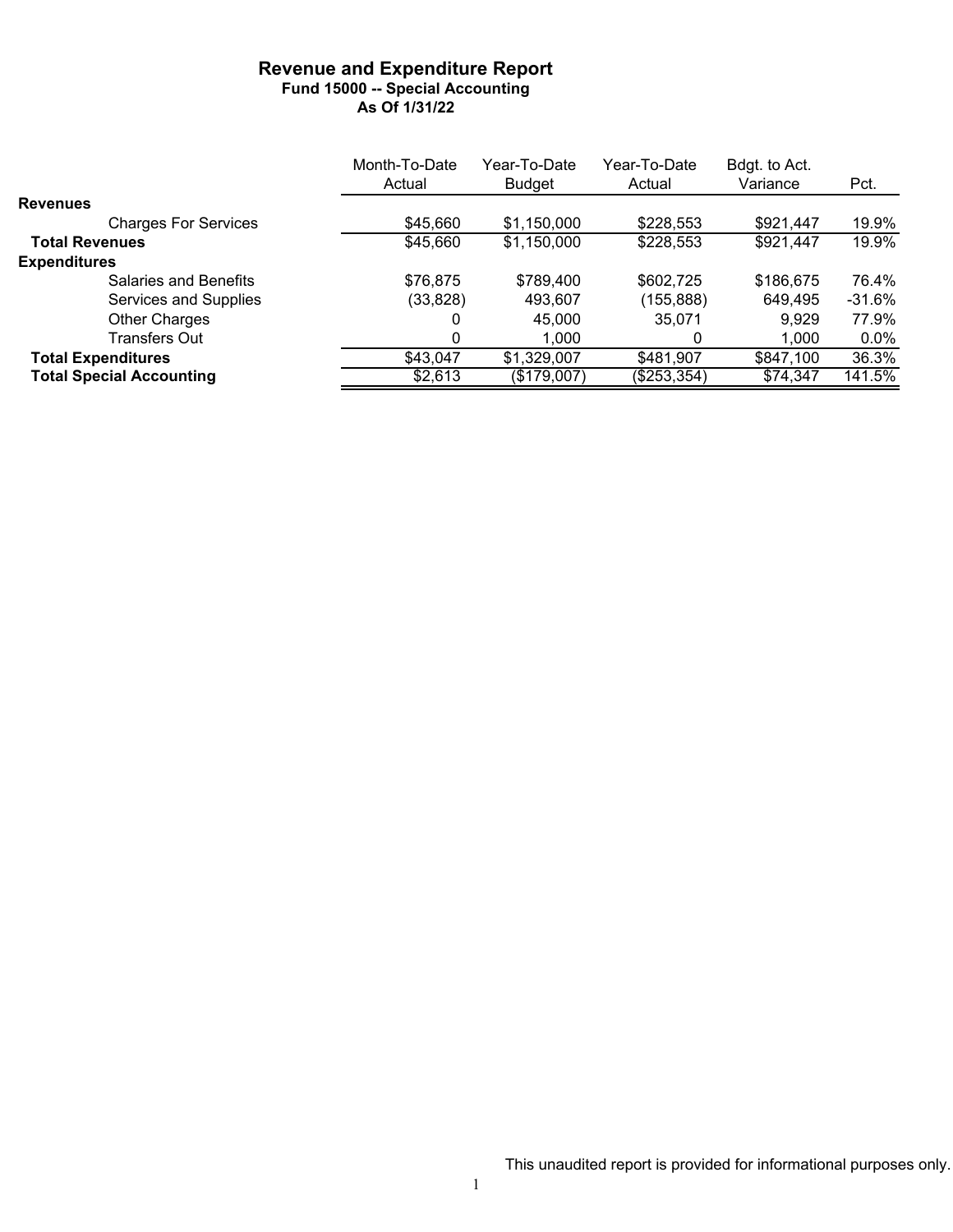# Revenue and Expenditure Report
### Fund 15000 -- Special Accounting
### As Of 1/31/22

| | Month-To-Date Actual | Year-To-Date Budget | Year-To-Date Actual | Bdgt. to Act. Variance | Pct. |
|---|---|---|---|---|---|
| **Revenues** | | | | | |
| Charges For Services | $45,660 | $1,150,000 | $228,553 | $921,447 | 19.9% |
| **Total Revenues** | $45,660 | $1,150,000 | $228,553 | $921,447 | 19.9% |
| **Expenditures** | | | | | |
| Salaries and Benefits | $76,875 | $789,400 | $602,725 | $186,675 | 76.4% |
| Services and Supplies | (33,828) | 493,607 | (155,888) | 649,495 | -31.6% |
| Other Charges | 0 | 45,000 | 35,071 | 9,929 | 77.9% |
| Transfers Out | 0 | 1,000 | 0 | 1,000 | 0.0% |
| **Total Expenditures** | $43,047 | $1,329,007 | $481,907 | $847,100 | 36.3% |
| **Total Special Accounting** | $2,613 | ($179,007) | ($253,354) | $74,347 | 141.5% |

This unaudited report is provided for informational purposes only.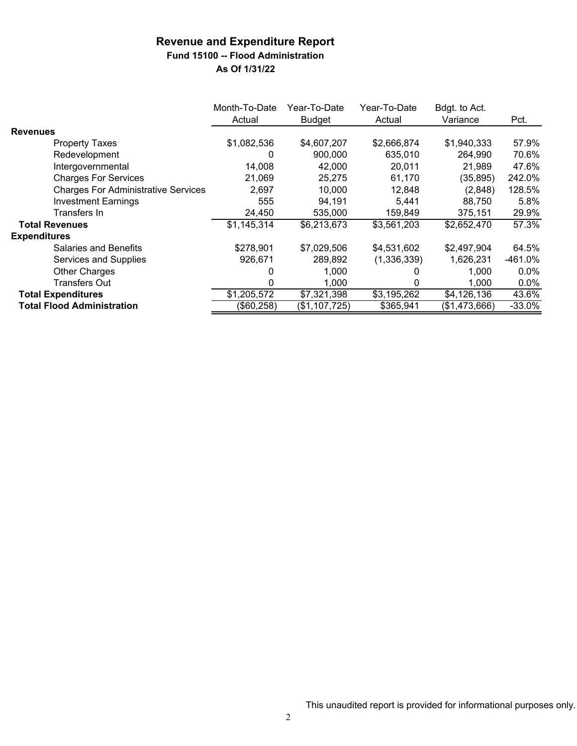# Revenue and Expenditure Report

## Fund 15100 -- Flood Administration

### As Of 1/31/22

| | Month-To-Date Actual | Year-To-Date Budget | Year-To-Date Actual | Bdgt. to Act. Variance | Pct. |
|---|---|---|---|---|---|
| **Revenues** | | | | | |
| Property Taxes | $1,082,536 | $4,607,207 | $2,666,874 | $1,940,333 | 57.9% |
| Redevelopment | 0 | 900,000 | 635,010 | 264,990 | 70.6% |
| Intergovernmental | 14,008 | 42,000 | 20,011 | 21,989 | 47.6% |
| Charges For Services | 21,069 | 25,275 | 61,170 | (35,895) | 242.0% |
| Charges For Administrative Services | 2,697 | 10,000 | 12,848 | (2,848) | 128.5% |
| Investment Earnings | 555 | 94,191 | 5,441 | 88,750 | 5.8% |
| Transfers In | 24,450 | 535,000 | 159,849 | 375,151 | 29.9% |
| **Total Revenues** | $1,145,314 | $6,213,673 | $3,561,203 | $2,652,470 | 57.3% |
| **Expenditures** | | | | | |
| Salaries and Benefits | $278,901 | $7,029,506 | $4,531,602 | $2,497,904 | 64.5% |
| Services and Supplies | 926,671 | 289,892 | (1,336,339) | 1,626,231 | -461.0% |
| Other Charges | 0 | 1,000 | 0 | 1,000 | 0.0% |
| Transfers Out | 0 | 1,000 | 0 | 1,000 | 0.0% |
| **Total Expenditures** | $1,205,572 | $7,321,398 | $3,195,262 | $4,126,136 | 43.6% |
| **Total Flood Administration** | ($60,258) | ($1,107,725) | $365,941 | ($1,473,666) | -33.0% |

This unaudited report is provided for informational purposes only.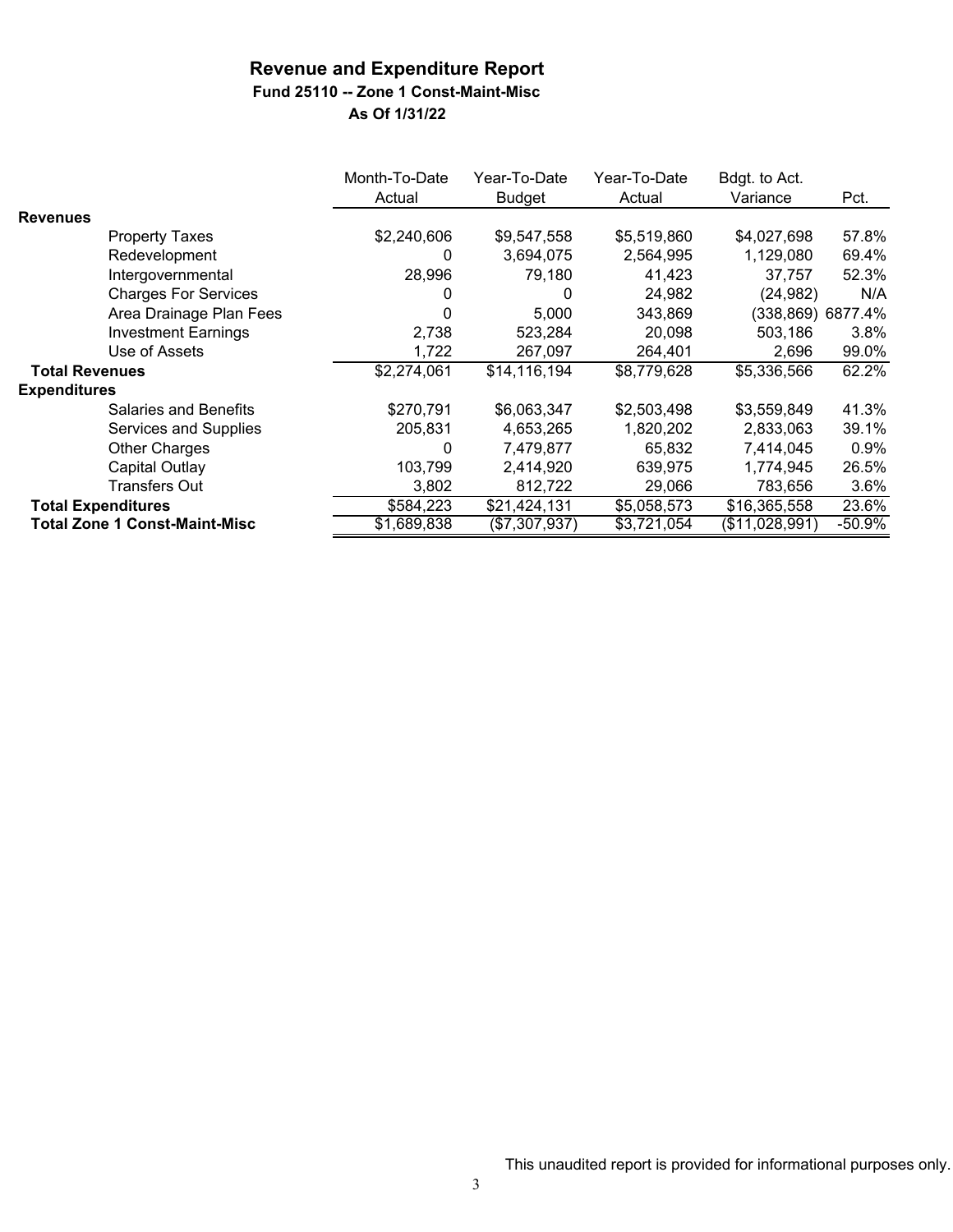# Revenue and Expenditure Report

**Fund 25110 -- Zone 1 Const-Maint-Misc**

**As Of 1/31/22**

| | Month-To-Date Actual | Year-To-Date Budget | Year-To-Date Actual | Bdgt. to Act. Variance | Pct. |
|---|---|---|---|---|---|
| **Revenues** | | | | | |
| Property Taxes | $2,240,606 | $9,547,558 | $5,519,860 | $4,027,698 | 57.8% |
| Redevelopment | 0 | 3,694,075 | 2,564,995 | 1,129,080 | 69.4% |
| Intergovernmental | 28,996 | 79,180 | 41,423 | 37,757 | 52.3% |
| Charges For Services | 0 | 0 | 24,982 | (24,982) | N/A |
| Area Drainage Plan Fees | 0 | 5,000 | 343,869 | (338,869) | 6877.4% |
| Investment Earnings | 2,738 | 523,284 | 20,098 | 503,186 | 3.8% |
| Use of Assets | 1,722 | 267,097 | 264,401 | 2,696 | 99.0% |
| **Total Revenues** | $2,274,061 | $14,116,194 | $8,779,628 | $5,336,566 | 62.2% |
| **Expenditures** | | | | | |
| Salaries and Benefits | $270,791 | $6,063,347 | $2,503,498 | $3,559,849 | 41.3% |
| Services and Supplies | 205,831 | 4,653,265 | 1,820,202 | 2,833,063 | 39.1% |
| Other Charges | 0 | 7,479,877 | 65,832 | 7,414,045 | 0.9% |
| Capital Outlay | 103,799 | 2,414,920 | 639,975 | 1,774,945 | 26.5% |
| Transfers Out | 3,802 | 812,722 | 29,066 | 783,656 | 3.6% |
| **Total Expenditures** | $584,223 | $21,424,131 | $5,058,573 | $16,365,558 | 23.6% |
| **Total Zone 1 Const-Maint-Misc** | $1,689,838 | ($7,307,937) | $3,721,054 | ($11,028,991) | -50.9% |

This unaudited report is provided for informational purposes only.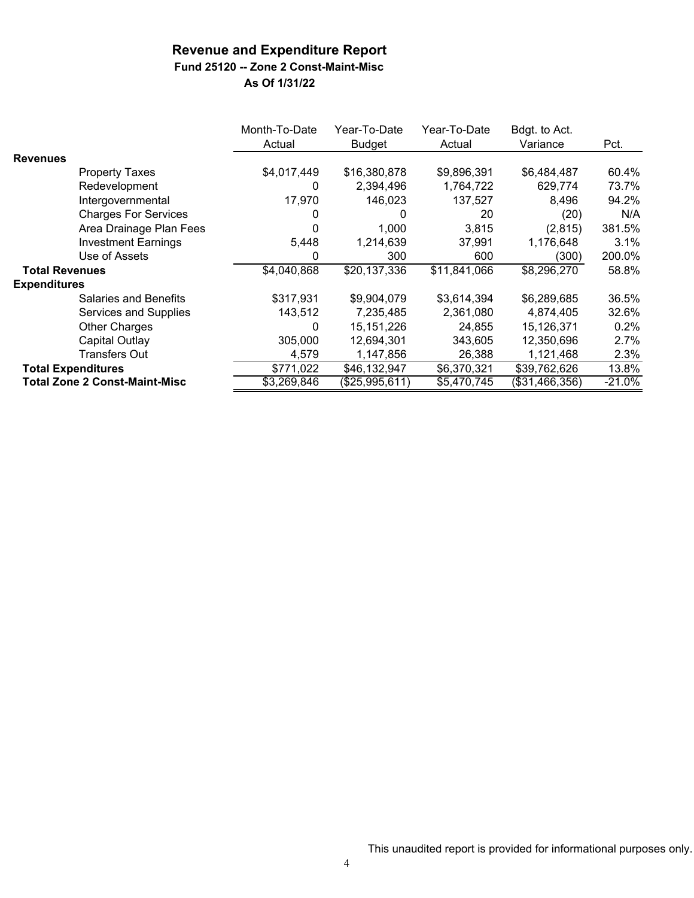# Revenue and Expenditure Report

**Fund 25120 -- Zone 2 Const-Maint-Misc**

**As Of 1/31/22**

| | Month-To-Date Actual | Year-To-Date Budget | Year-To-Date Actual | Bdgt. to Act. Variance | Pct. |
|---|---|---|---|---|---|
| **Revenues** | | | | | |
| Property Taxes | $4,017,449 | $16,380,878 | $9,896,391 | $6,484,487 | 60.4% |
| Redevelopment | 0 | 2,394,496 | 1,764,722 | 629,774 | 73.7% |
| Intergovernmental | 17,970 | 146,023 | 137,527 | 8,496 | 94.2% |
| Charges For Services | 0 | 0 | 20 | (20) | N/A |
| Area Drainage Plan Fees | 0 | 1,000 | 3,815 | (2,815) | 381.5% |
| Investment Earnings | 5,448 | 1,214,639 | 37,991 | 1,176,648 | 3.1% |
| Use of Assets | 0 | 300 | 600 | (300) | 200.0% |
| **Total Revenues** | $4,040,868 | $20,137,336 | $11,841,066 | $8,296,270 | 58.8% |
| **Expenditures** | | | | | |
| Salaries and Benefits | $317,931 | $9,904,079 | $3,614,394 | $6,289,685 | 36.5% |
| Services and Supplies | 143,512 | 7,235,485 | 2,361,080 | 4,874,405 | 32.6% |
| Other Charges | 0 | 15,151,226 | 24,855 | 15,126,371 | 0.2% |
| Capital Outlay | 305,000 | 12,694,301 | 343,605 | 12,350,696 | 2.7% |
| Transfers Out | 4,579 | 1,147,856 | 26,388 | 1,121,468 | 2.3% |
| **Total Expenditures** | $771,022 | $46,132,947 | $6,370,321 | $39,762,626 | 13.8% |
| **Total Zone 2 Const-Maint-Misc** | $3,269,846 | ($25,995,611) | $5,470,745 | ($31,466,356) | -21.0% |

This unaudited report is provided for informational purposes only.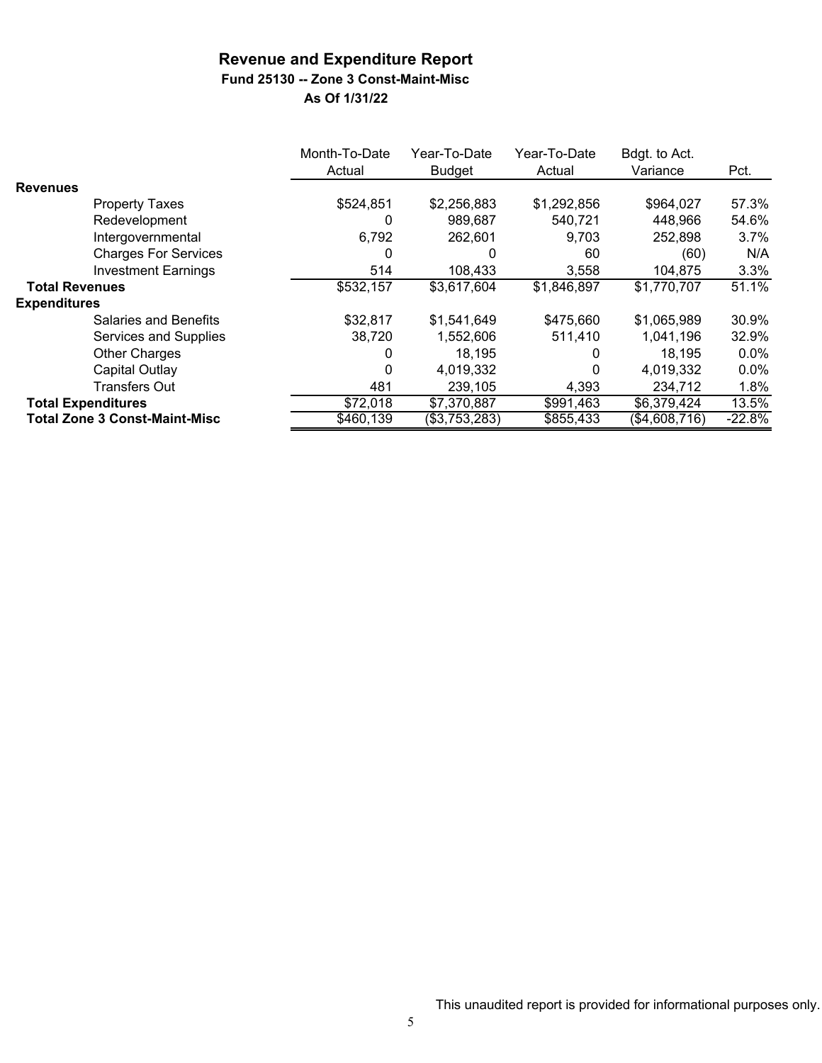# Revenue and Expenditure Report

## Fund 25130 -- Zone 3 Const-Maint-Misc

### As Of 1/31/22

| | Month-To-Date Actual | Year-To-Date Budget | Year-To-Date Actual | Bdgt. to Act. Variance | Pct. |
|---|---|---|---|---|---|
| **Revenues** | | | | | |
| Property Taxes | $524,851 | $2,256,883 | $1,292,856 | $964,027 | 57.3% |
| Redevelopment | 0 | 989,687 | 540,721 | 448,966 | 54.6% |
| Intergovernmental | 6,792 | 262,601 | 9,703 | 252,898 | 3.7% |
| Charges For Services | 0 | 0 | 60 | (60) | N/A |
| Investment Earnings | 514 | 108,433 | 3,558 | 104,875 | 3.3% |
| **Total Revenues** | $532,157 | $3,617,604 | $1,846,897 | $1,770,707 | 51.1% |
| **Expenditures** | | | | | |
| Salaries and Benefits | $32,817 | $1,541,649 | $475,660 | $1,065,989 | 30.9% |
| Services and Supplies | 38,720 | 1,552,606 | 511,410 | 1,041,196 | 32.9% |
| Other Charges | 0 | 18,195 | 0 | 18,195 | 0.0% |
| Capital Outlay | 0 | 4,019,332 | 0 | 4,019,332 | 0.0% |
| Transfers Out | 481 | 239,105 | 4,393 | 234,712 | 1.8% |
| **Total Expenditures** | $72,018 | $7,370,887 | $991,463 | $6,379,424 | 13.5% |
| **Total Zone 3 Const-Maint-Misc** | $460,139 | ($3,753,283) | $855,433 | ($4,608,716) | -22.8% |

This unaudited report is provided for informational purposes only.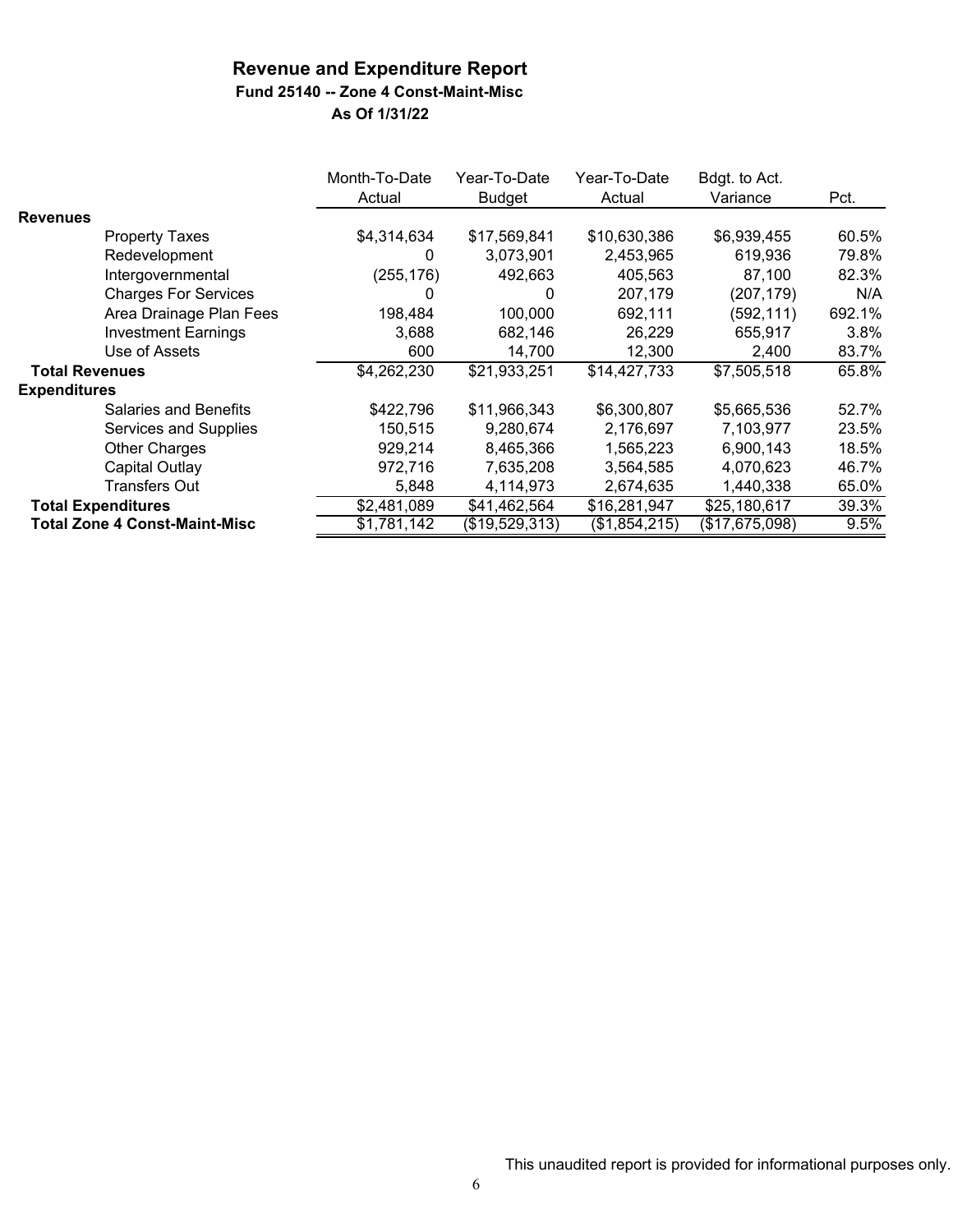# Revenue and Expenditure Report

### Fund 25140 -- Zone 4 Const-Maint-Misc

### As Of 1/31/22

| | Month-To-Date Actual | Year-To-Date Budget | Year-To-Date Actual | Bdgt. to Act. Variance | Pct. |
|---|---|---|---|---|---|
| **Revenues** | | | | | |
| Property Taxes | $4,314,634 | $17,569,841 | $10,630,386 | $6,939,455 | 60.5% |
| Redevelopment | 0 | 3,073,901 | 2,453,965 | 619,936 | 79.8% |
| Intergovernmental | (255,176) | 492,663 | 405,563 | 87,100 | 82.3% |
| Charges For Services | 0 | 0 | 207,179 | (207,179) | N/A |
| Area Drainage Plan Fees | 198,484 | 100,000 | 692,111 | (592,111) | 692.1% |
| Investment Earnings | 3,688 | 682,146 | 26,229 | 655,917 | 3.8% |
| Use of Assets | 600 | 14,700 | 12,300 | 2,400 | 83.7% |
| **Total Revenues** | $4,262,230 | $21,933,251 | $14,427,733 | $7,505,518 | 65.8% |
| **Expenditures** | | | | | |
| Salaries and Benefits | $422,796 | $11,966,343 | $6,300,807 | $5,665,536 | 52.7% |
| Services and Supplies | 150,515 | 9,280,674 | 2,176,697 | 7,103,977 | 23.5% |
| Other Charges | 929,214 | 8,465,366 | 1,565,223 | 6,900,143 | 18.5% |
| Capital Outlay | 972,716 | 7,635,208 | 3,564,585 | 4,070,623 | 46.7% |
| Transfers Out | 5,848 | 4,114,973 | 2,674,635 | 1,440,338 | 65.0% |
| **Total Expenditures** | $2,481,089 | $41,462,564 | $16,281,947 | $25,180,617 | 39.3% |
| **Total Zone 4 Const-Maint-Misc** | $1,781,142 | ($19,529,313) | ($1,854,215) | ($17,675,098) | 9.5% |

This unaudited report is provided for informational purposes only.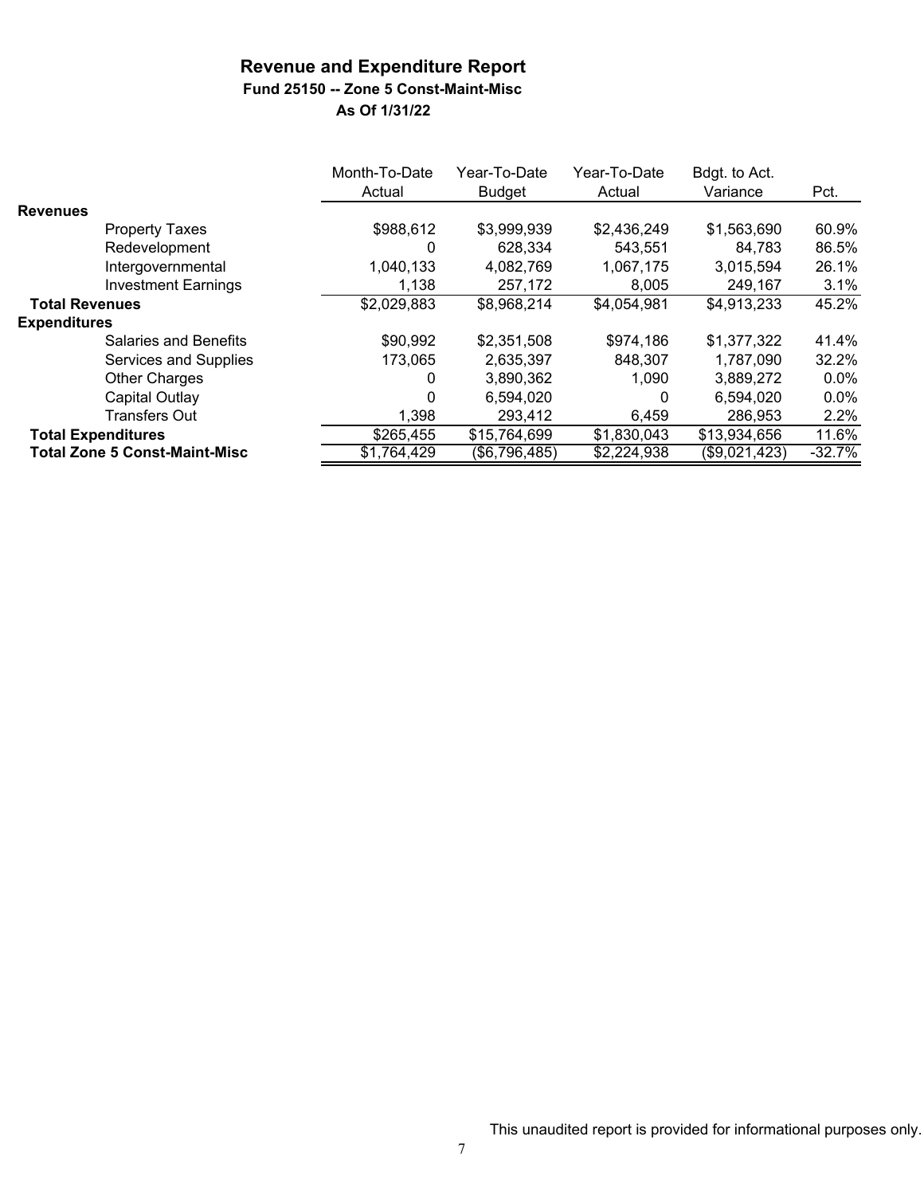# Revenue and Expenditure Report

## Fund 25150 -- Zone 5 Const-Maint-Misc

### As Of 1/31/22

| | Month-To-Date Actual | Year-To-Date Budget | Year-To-Date Actual | Bdgt. to Act. Variance | Pct. |
|---|---|---|---|---|---|
| **Revenues** | | | | | |
| Property Taxes | $988,612 | $3,999,939 | $2,436,249 | $1,563,690 | 60.9% |
| Redevelopment | 0 | 628,334 | 543,551 | 84,783 | 86.5% |
| Intergovernmental | 1,040,133 | 4,082,769 | 1,067,175 | 3,015,594 | 26.1% |
| Investment Earnings | 1,138 | 257,172 | 8,005 | 249,167 | 3.1% |
| **Total Revenues** | $2,029,883 | $8,968,214 | $4,054,981 | $4,913,233 | 45.2% |
| **Expenditures** | | | | | |
| Salaries and Benefits | $90,992 | $2,351,508 | $974,186 | $1,377,322 | 41.4% |
| Services and Supplies | 173,065 | 2,635,397 | 848,307 | 1,787,090 | 32.2% |
| Other Charges | 0 | 3,890,362 | 1,090 | 3,889,272 | 0.0% |
| Capital Outlay | 0 | 6,594,020 | 0 | 6,594,020 | 0.0% |
| Transfers Out | 1,398 | 293,412 | 6,459 | 286,953 | 2.2% |
| **Total Expenditures** | $265,455 | $15,764,699 | $1,830,043 | $13,934,656 | 11.6% |
| **Total Zone 5 Const-Maint-Misc** | $1,764,429 | ($6,796,485) | $2,224,938 | ($9,021,423) | -32.7% |

This unaudited report is provided for informational purposes only.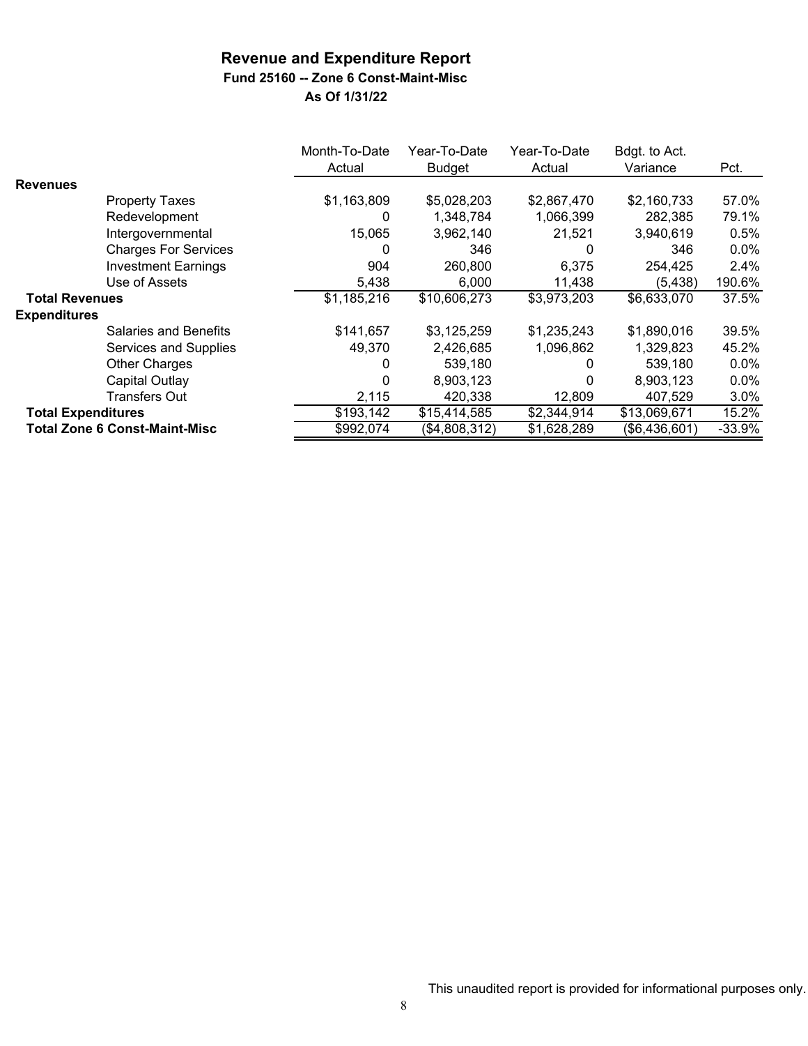# Revenue and Expenditure Report

## Fund 25160 -- Zone 6 Const-Maint-Misc

### As Of 1/31/22

| | Month-To-Date Actual | Year-To-Date Budget | Year-To-Date Actual | Bdgt. to Act. Variance | Pct. |
|---|---|---|---|---|---|
| **Revenues** | | | | | |
| Property Taxes | $1,163,809 | $5,028,203 | $2,867,470 | $2,160,733 | 57.0% |
| Redevelopment | 0 | 1,348,784 | 1,066,399 | 282,385 | 79.1% |
| Intergovernmental | 15,065 | 3,962,140 | 21,521 | 3,940,619 | 0.5% |
| Charges For Services | 0 | 346 | 0 | 346 | 0.0% |
| Investment Earnings | 904 | 260,800 | 6,375 | 254,425 | 2.4% |
| Use of Assets | 5,438 | 6,000 | 11,438 | (5,438) | 190.6% |
| **Total Revenues** | $1,185,216 | $10,606,273 | $3,973,203 | $6,633,070 | 37.5% |
| **Expenditures** | | | | | |
| Salaries and Benefits | $141,657 | $3,125,259 | $1,235,243 | $1,890,016 | 39.5% |
| Services and Supplies | 49,370 | 2,426,685 | 1,096,862 | 1,329,823 | 45.2% |
| Other Charges | 0 | 539,180 | 0 | 539,180 | 0.0% |
| Capital Outlay | 0 | 8,903,123 | 0 | 8,903,123 | 0.0% |
| Transfers Out | 2,115 | 420,338 | 12,809 | 407,529 | 3.0% |
| **Total Expenditures** | $193,142 | $15,414,585 | $2,344,914 | $13,069,671 | 15.2% |
| **Total Zone 6 Const-Maint-Misc** | $992,074 | ($4,808,312) | $1,628,289 | ($6,436,601) | -33.9% |

This unaudited report is provided for informational purposes only.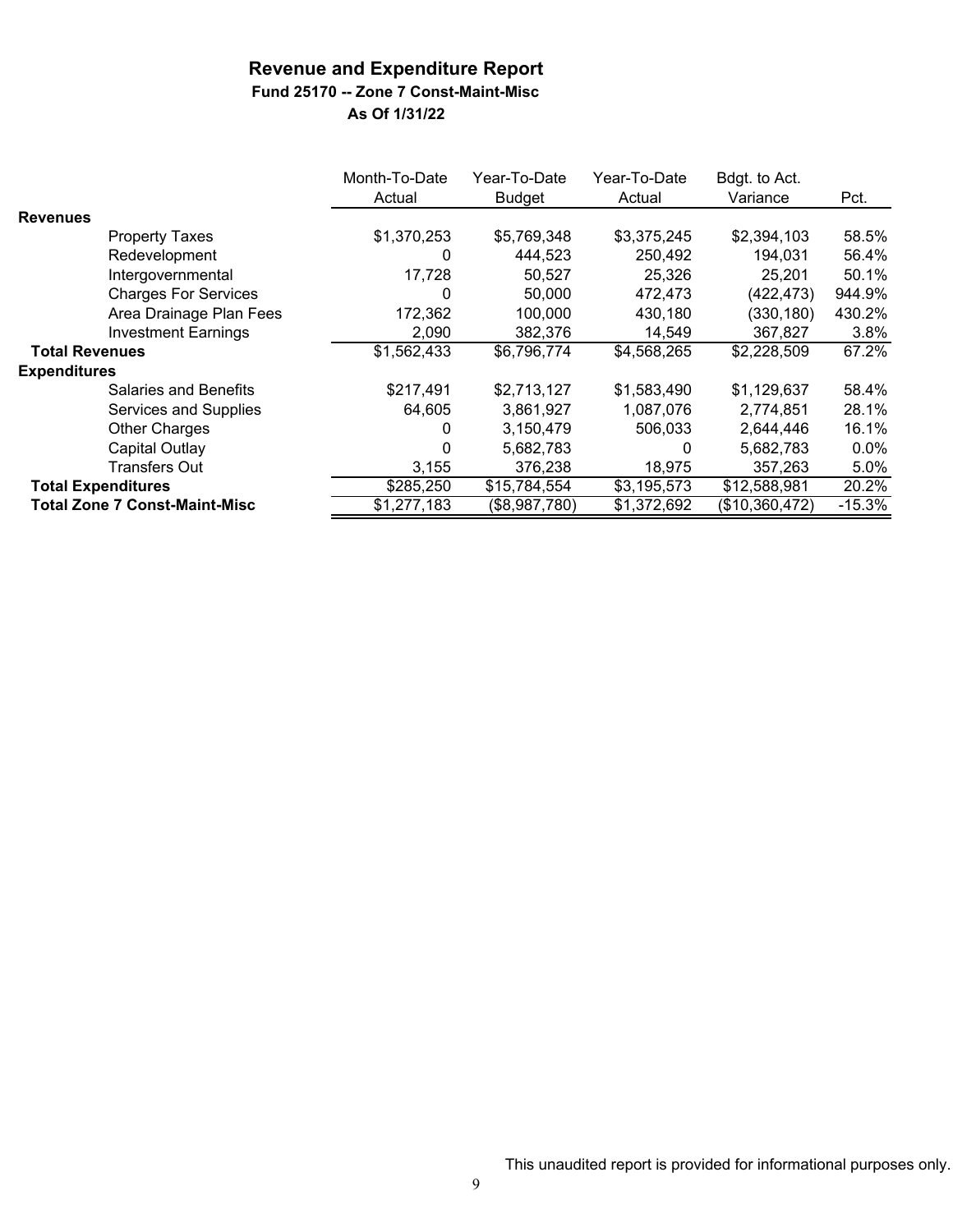## Revenue and Expenditure Report

### Fund 25170 -- Zone 7 Const-Maint-Misc

### As Of 1/31/22

| | Month-To-Date Actual | Year-To-Date Budget | Year-To-Date Actual | Bdgt. to Act. Variance | Pct. |
|---|---|---|---|---|---|
| **Revenues** | | | | | |
| Property Taxes | $1,370,253 | $5,769,348 | $3,375,245 | $2,394,103 | 58.5% |
| Redevelopment | 0 | 444,523 | 250,492 | 194,031 | 56.4% |
| Intergovernmental | 17,728 | 50,527 | 25,326 | 25,201 | 50.1% |
| Charges For Services | 0 | 50,000 | 472,473 | (422,473) | 944.9% |
| Area Drainage Plan Fees | 172,362 | 100,000 | 430,180 | (330,180) | 430.2% |
| Investment Earnings | 2,090 | 382,376 | 14,549 | 367,827 | 3.8% |
| **Total Revenues** | $1,562,433 | $6,796,774 | $4,568,265 | $2,228,509 | 67.2% |
| **Expenditures** | | | | | |
| Salaries and Benefits | $217,491 | $2,713,127 | $1,583,490 | $1,129,637 | 58.4% |
| Services and Supplies | 64,605 | 3,861,927 | 1,087,076 | 2,774,851 | 28.1% |
| Other Charges | 0 | 3,150,479 | 506,033 | 2,644,446 | 16.1% |
| Capital Outlay | 0 | 5,682,783 | 0 | 5,682,783 | 0.0% |
| Transfers Out | 3,155 | 376,238 | 18,975 | 357,263 | 5.0% |
| **Total Expenditures** | $285,250 | $15,784,554 | $3,195,573 | $12,588,981 | 20.2% |
| **Total Zone 7 Const-Maint-Misc** | $1,277,183 | ($8,987,780) | $1,372,692 | ($10,360,472) | -15.3% |

This unaudited report is provided for informational purposes only.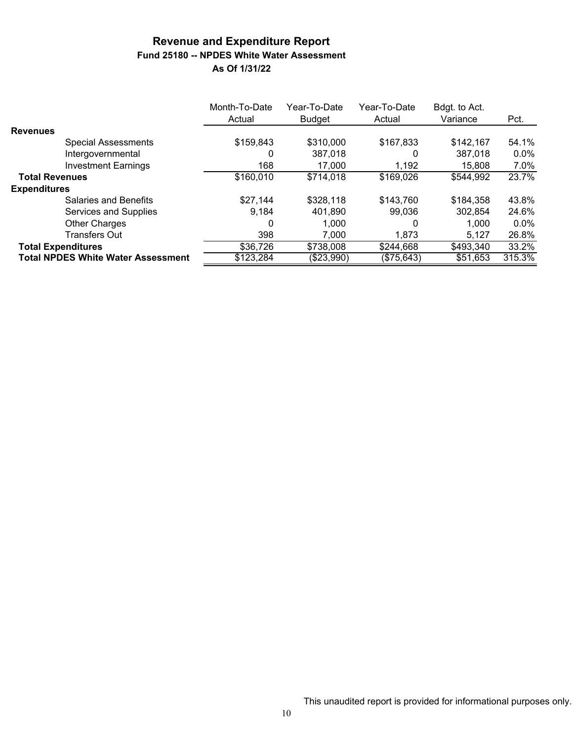# Revenue and Expenditure Report

## Fund 25180 -- NPDES White Water Assessment

### As Of 1/31/22

| | Month-To-Date Actual | Year-To-Date Budget | Year-To-Date Actual | Bdgt. to Act. Variance | Pct. |
|---|---|---|---|---|---|
| **Revenues** | | | | | |
| Special Assessments | $159,843 | $310,000 | $167,833 | $142,167 | 54.1% |
| Intergovernmental | 0 | 387,018 | 0 | 387,018 | 0.0% |
| Investment Earnings | 168 | 17,000 | 1,192 | 15,808 | 7.0% |
| **Total Revenues** | $160,010 | $714,018 | $169,026 | $544,992 | 23.7% |
| **Expenditures** | | | | | |
| Salaries and Benefits | $27,144 | $328,118 | $143,760 | $184,358 | 43.8% |
| Services and Supplies | 9,184 | 401,890 | 99,036 | 302,854 | 24.6% |
| Other Charges | 0 | 1,000 | 0 | 1,000 | 0.0% |
| Transfers Out | 398 | 7,000 | 1,873 | 5,127 | 26.8% |
| **Total Expenditures** | $36,726 | $738,008 | $244,668 | $493,340 | 33.2% |
| **Total NPDES White Water Assessment** | $123,284 | ($23,990) | ($75,643) | $51,653 | 315.3% |

This unaudited report is provided for informational purposes only.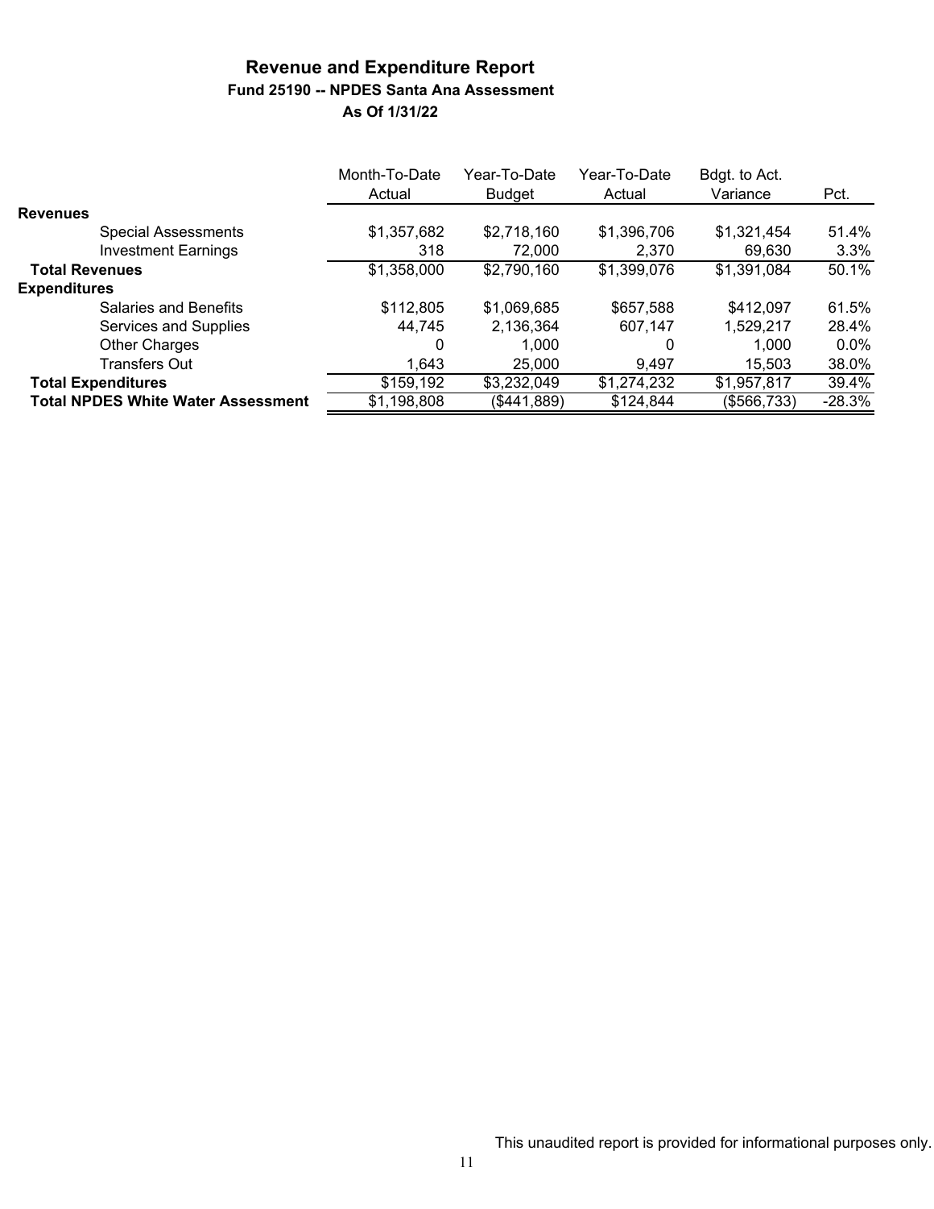# Revenue and Expenditure Report

## Fund 25190 -- NPDES Santa Ana Assessment

### As Of 1/31/22

| | Month-To-Date Actual | Year-To-Date Budget | Year-To-Date Actual | Bdgt. to Act. Variance | Pct. |
|---|---|---|---|---|---|
| **Revenues** | | | | | |
| Special Assessments | $1,357,682 | $2,718,160 | $1,396,706 | $1,321,454 | 51.4% |
| Investment Earnings | 318 | 72,000 | 2,370 | 69,630 | 3.3% |
| **Total Revenues** | $1,358,000 | $2,790,160 | $1,399,076 | $1,391,084 | 50.1% |
| **Expenditures** | | | | | |
| Salaries and Benefits | $112,805 | $1,069,685 | $657,588 | $412,097 | 61.5% |
| Services and Supplies | 44,745 | 2,136,364 | 607,147 | 1,529,217 | 28.4% |
| Other Charges | 0 | 1,000 | 0 | 1,000 | 0.0% |
| Transfers Out | 1,643 | 25,000 | 9,497 | 15,503 | 38.0% |
| **Total Expenditures** | $159,192 | $3,232,049 | $1,274,232 | $1,957,817 | 39.4% |
| **Total NPDES White Water Assessment** | $1,198,808 | ($441,889) | $124,844 | ($566,733) | -28.3% |

This unaudited report is provided for informational purposes only.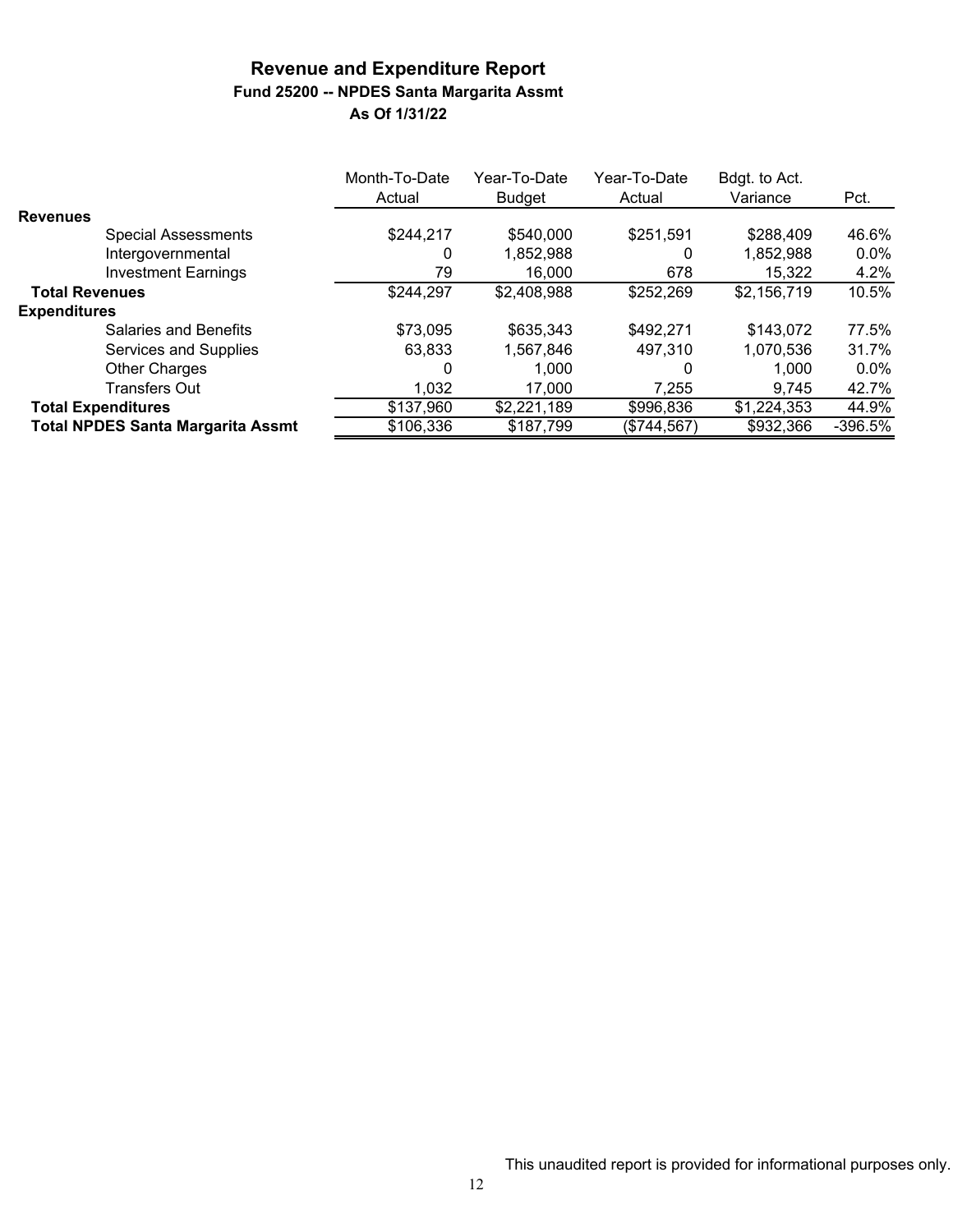## Revenue and Expenditure Report

### Fund 25200 -- NPDES Santa Margarita Assmt

### As Of 1/31/22

| | Month-To-Date Actual | Year-To-Date Budget | Year-To-Date Actual | Bdgt. to Act. Variance | Pct. |
|---|---|---|---|---|---|
| **Revenues** | | | | | |
| Special Assessments | $244,217 | $540,000 | $251,591 | $288,409 | 46.6% |
| Intergovernmental | 0 | 1,852,988 | 0 | 1,852,988 | 0.0% |
| Investment Earnings | 79 | 16,000 | 678 | 15,322 | 4.2% |
| **Total Revenues** | $244,297 | $2,408,988 | $252,269 | $2,156,719 | 10.5% |
| **Expenditures** | | | | | |
| Salaries and Benefits | $73,095 | $635,343 | $492,271 | $143,072 | 77.5% |
| Services and Supplies | 63,833 | 1,567,846 | 497,310 | 1,070,536 | 31.7% |
| Other Charges | 0 | 1,000 | 0 | 1,000 | 0.0% |
| Transfers Out | 1,032 | 17,000 | 7,255 | 9,745 | 42.7% |
| **Total Expenditures** | $137,960 | $2,221,189 | $996,836 | $1,224,353 | 44.9% |
| **Total NPDES Santa Margarita Assmt** | $106,336 | $187,799 | ($744,567) | $932,366 | -396.5% |

This unaudited report is provided for informational purposes only.